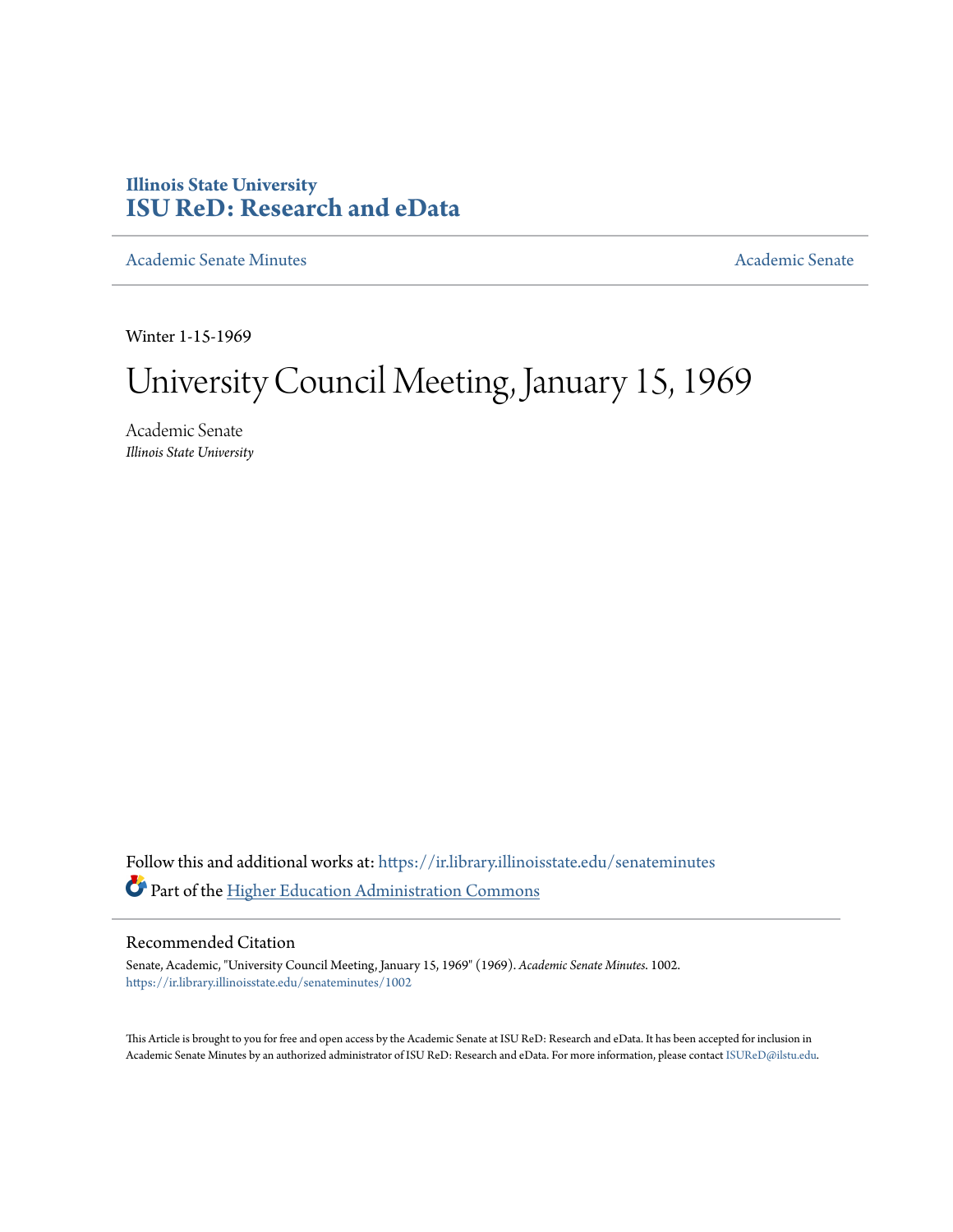**Illinois State University**
**ISU ReD: Research and eData**

Academic Senate Minutes | Academic Senate

Winter 1-15-1969

# University Council Meeting, January 15, 1969

Academic Senate
*Illinois State University*

Follow this and additional works at: https://ir.library.illinoisstate.edu/senateminutes

Part of the Higher Education Administration Commons

## Recommended Citation

Senate, Academic, "University Council Meeting, January 15, 1969" (1969). *Academic Senate Minutes*. 1002.
https://ir.library.illinoisstate.edu/senateminutes/1002

This Article is brought to you for free and open access by the Academic Senate at ISU ReD: Research and eData. It has been accepted for inclusion in Academic Senate Minutes by an authorized administrator of ISU ReD: Research and eData. For more information, please contact ISUReD@ilstu.edu.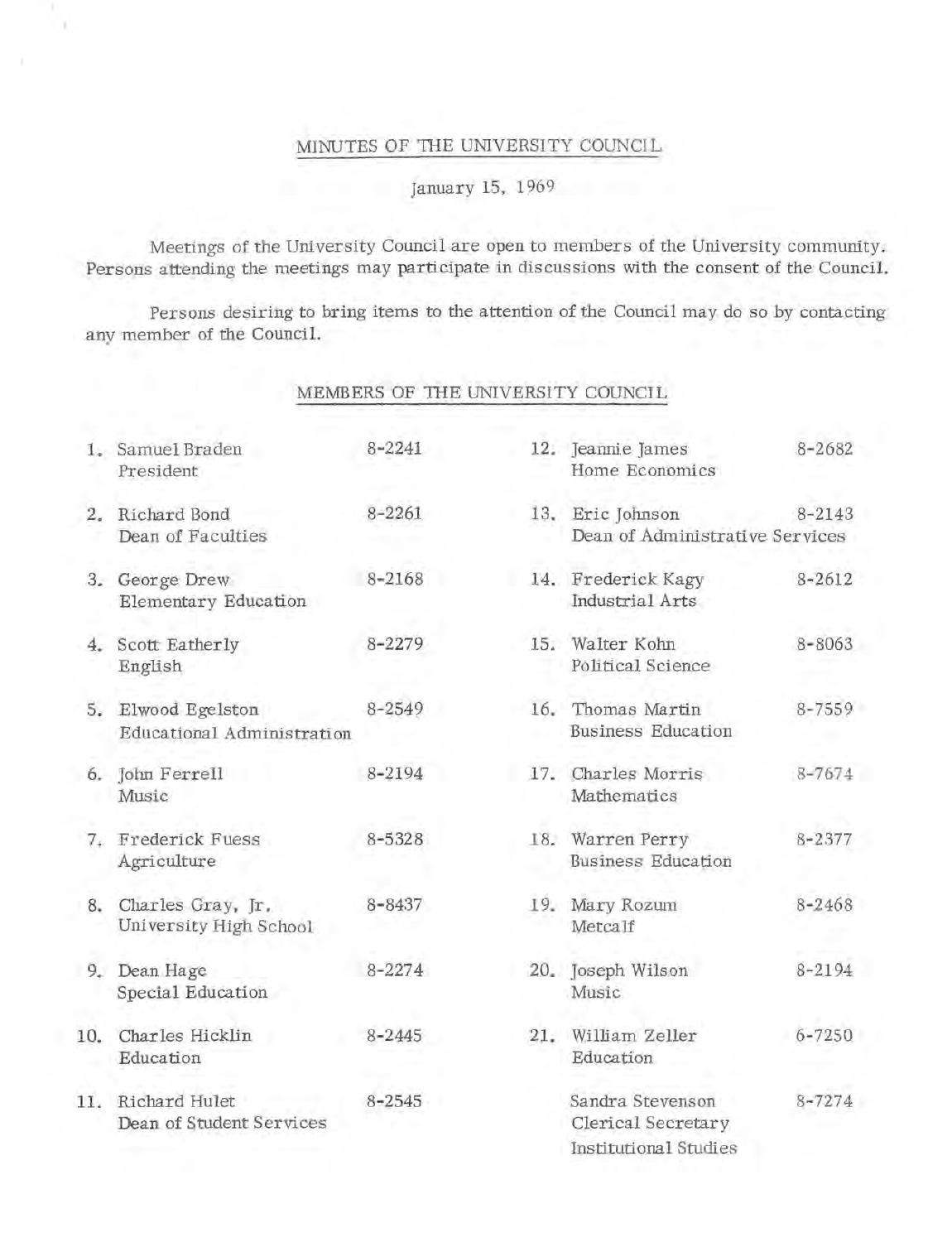# MINUTES OF THE UNIVERSITY COUNCIL

January 15, 1969

Meetings of the University Council are open to members of the University community. Persons attending the meetings may participate in discussions with the consent of the Council.

Persons desiring to bring items to the attention of the Council may do so by contacting any member of the Council.

## MEMBERS OF THE UNIVERSITY COUNCIL

1. Samuel Braden — President — 8-2241
2. Richard Bond — Dean of Faculties — 8-2261
3. George Drew — Elementary Education — 8-2168
4. Scott Eatherly — English — 8-2279
5. Elwood Egelston — Educational Administration — 8-2549
6. John Ferrell — Music — 8-2194
7. Frederick Fuess — Agriculture — 8-5328
8. Charles Gray, Jr. — University High School — 8-8437
9. Dean Hage — Special Education — 8-2274
10. Charles Hicklin — Education — 8-2445
11. Richard Hulet — Dean of Student Services — 8-2545
12. Jeannie James — Home Economics — 8-2682
13. Eric Johnson — Dean of Administrative Services — 8-2143
14. Frederick Kagy — Industrial Arts — 8-2612
15. Walter Kohn — Political Science — 8-8063
16. Thomas Martin — Business Education — 8-7559
17. Charles Morris — Mathematics — 8-7674
18. Warren Perry — Business Education — 8-2377
19. Mary Rozum — Metcalf — 8-2468
20. Joseph Wilson — Music — 8-2194
21. William Zeller — Education — 6-7250

Sandra Stevenson — Clerical Secretary, Institutional Studies — 8-7274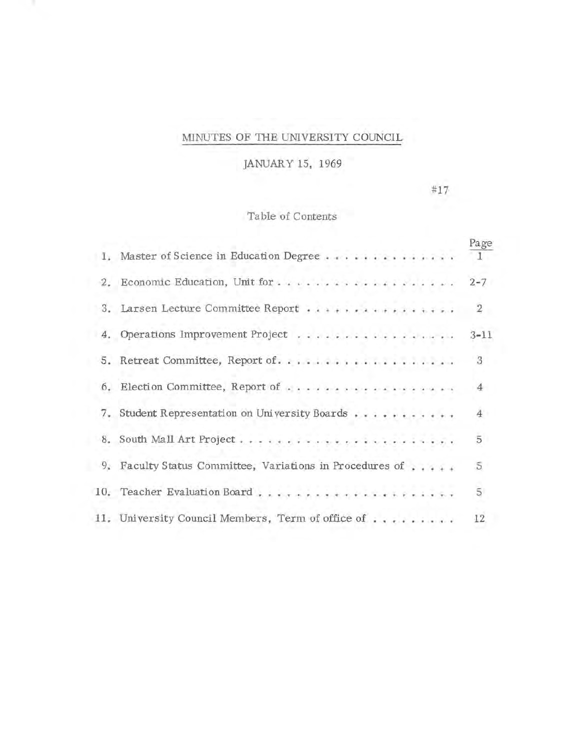# MINUTES OF THE UNIVERSITY COUNCIL

## JANUARY 15, 1969

#17

### Table of Contents

| | | Page |
|---|---|---|
| 1. | Master of Science in Education Degree | 1 |
| 2. | Economic Education, Unit for | 2-7 |
| 3. | Larsen Lecture Committee Report | 2 |
| 4. | Operations Improvement Project | 3-11 |
| 5. | Retreat Committee, Report of | 3 |
| 6. | Election Committee, Report of | 4 |
| 7. | Student Representation on University Boards | 4 |
| 8. | South Mall Art Project | 5 |
| 9. | Faculty Status Committee, Variations in Procedures of | 5 |
| 10. | Teacher Evaluation Board | 5 |
| 11. | University Council Members, Term of office of | 12 |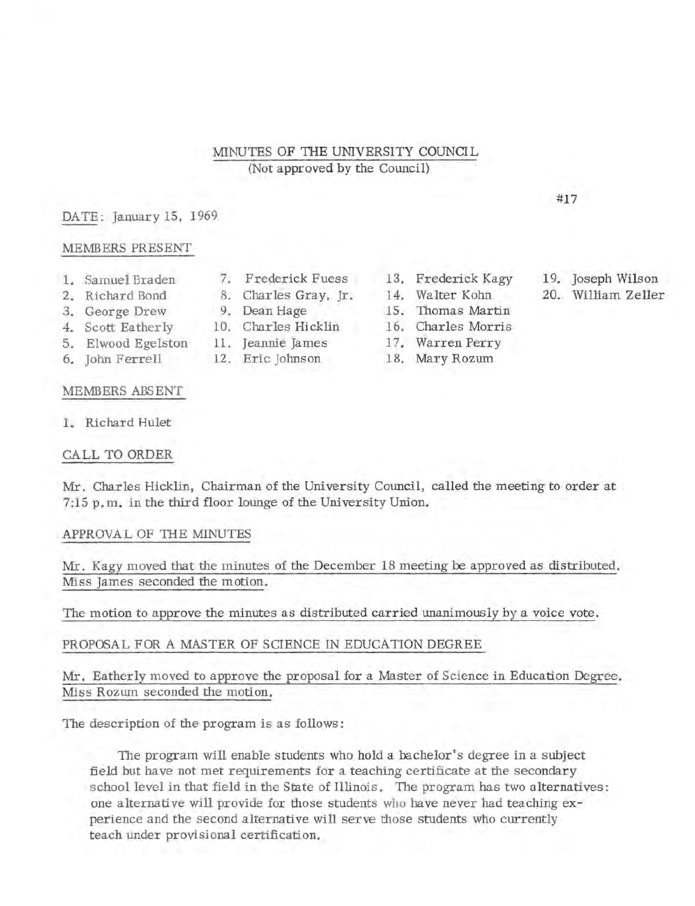# MINUTES OF THE UNIVERSITY COUNCIL
(Not approved by the Council)

#17

DATE: January 15, 1969

## MEMBERS PRESENT

1. Samuel Braden
2. Richard Bond
3. George Drew
4. Scott Eatherly
5. Elwood Egelston
6. John Ferrell
7. Frederick Fuess
8. Charles Gray, Jr.
9. Dean Hage
10. Charles Hicklin
11. Jeannie James
12. Eric Johnson
13. Frederick Kagy
14. Walter Kohn
15. Thomas Martin
16. Charles Morris
17. Warren Perry
18. Mary Rozum
19. Joseph Wilson
20. William Zeller

## MEMBERS ABSENT

1. Richard Hulet

## CALL TO ORDER

Mr. Charles Hicklin, Chairman of the University Council, called the meeting to order at 7:15 p.m. in the third floor lounge of the University Union.

## APPROVAL OF THE MINUTES

Mr. Kagy moved that the minutes of the December 18 meeting be approved as distributed. Miss James seconded the motion.

The motion to approve the minutes as distributed carried unanimously by a voice vote.

## PROPOSAL FOR A MASTER OF SCIENCE IN EDUCATION DEGREE

Mr. Eatherly moved to approve the proposal for a Master of Science in Education Degree. Miss Rozum seconded the motion.

The description of the program is as follows:

> The program will enable students who hold a bachelor's degree in a subject field but have not met requirements for a teaching certificate at the secondary school level in that field in the State of Illinois. The program has two alternatives: one alternative will provide for those students who have never had teaching experience and the second alternative will serve those students who currently teach under provisional certification.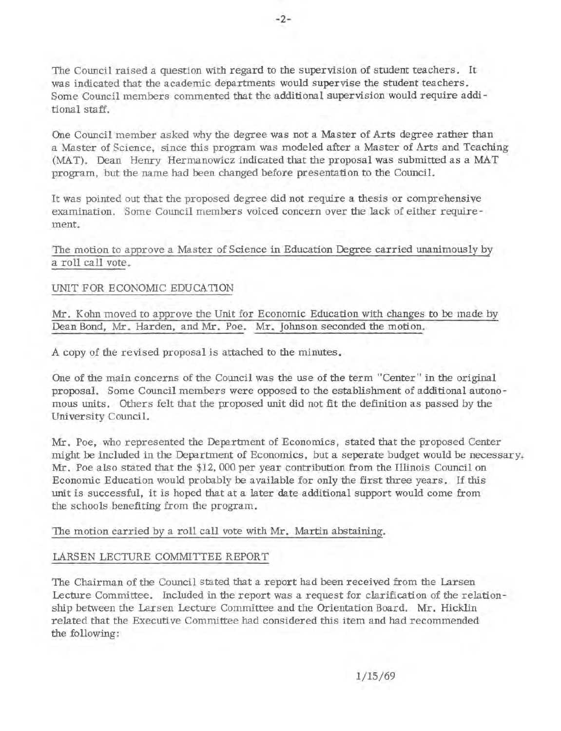The Council raised a question with regard to the supervision of student teachers. It was indicated that the academic departments would supervise the student teachers. Some Council members commented that the additional supervision would require additional staff.

One Council member asked why the degree was not a Master of Arts degree rather than a Master of Science, since this program was modeled after a Master of Arts and Teaching (MAT). Dean Henry Hermanowicz indicated that the proposal was submitted as a MAT program, but the name had been changed before presentation to the Council.

It was pointed out that the proposed degree did not require a thesis or comprehensive examination. Some Council members voiced concern over the lack of either requirement.

The motion to approve a Master of Science in Education Degree carried unanimously by a roll call vote.

## UNIT FOR ECONOMIC EDUCATION

Mr. Kohn moved to approve the Unit for Economic Education with changes to be made by Dean Bond, Mr. Harden, and Mr. Poe. Mr. Johnson seconded the motion.

A copy of the revised proposal is attached to the minutes.

One of the main concerns of the Council was the use of the term "Center" in the original proposal. Some Council members were opposed to the establishment of additional autonomous units. Others felt that the proposed unit did not fit the definition as passed by the University Council.

Mr. Poe, who represented the Department of Economics, stated that the proposed Center might be included in the Department of Economics, but a seperate budget would be necessary. Mr. Poe also stated that the $12,000 per year contribution from the Illinois Council on Economic Education would probably be available for only the first three years. If this unit is successful, it is hoped that at a later date additional support would come from the schools benefiting from the program.

The motion carried by a roll call vote with Mr. Martin abstaining.

## LARSEN LECTURE COMMITTEE REPORT

The Chairman of the Council stated that a report had been received from the Larsen Lecture Committee. Included in the report was a request for clarification of the relationship between the Larsen Lecture Committee and the Orientation Board. Mr. Hicklin related that the Executive Committee had considered this item and had recommended the following:

1/15/69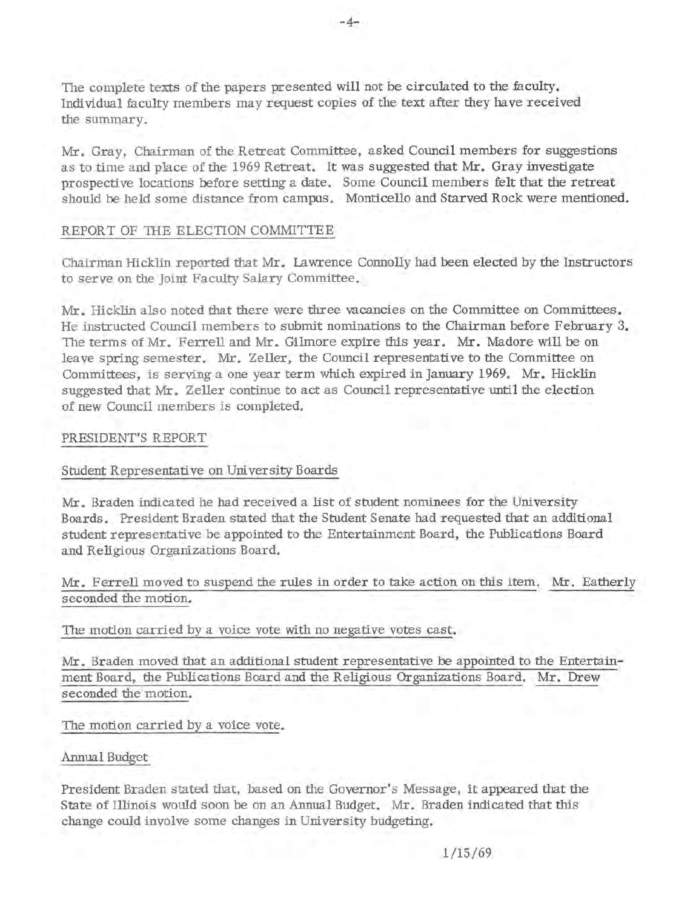The complete texts of the papers presented will not be circulated to the faculty. Individual faculty members may request copies of the text after they have received the summary.

Mr. Gray, Chairman of the Retreat Committee, asked Council members for suggestions as to time and place of the 1969 Retreat. It was suggested that Mr. Gray investigate prospective locations before setting a date. Some Council members felt that the retreat should be held some distance from campus. Monticello and Starved Rock were mentioned.

## REPORT OF THE ELECTION COMMITTEE

Chairman Hicklin reported that Mr. Lawrence Connolly had been elected by the Instructors to serve on the Joint Faculty Salary Committee.

Mr. Hicklin also noted that there were three vacancies on the Committee on Committees. He instructed Council members to submit nominations to the Chairman before February 3. The terms of Mr. Ferrell and Mr. Gilmore expire this year. Mr. Madore will be on leave spring semester. Mr. Zeller, the Council representative to the Committee on Committees, is serving a one year term which expired in January 1969. Mr. Hicklin suggested that Mr. Zeller continue to act as Council representative until the election of new Council members is completed.

## PRESIDENT'S REPORT

### Student Representative on University Boards

Mr. Braden indicated he had received a list of student nominees for the University Boards. President Braden stated that the Student Senate had requested that an additional student representative be appointed to the Entertainment Board, the Publications Board and Religious Organizations Board.

Mr. Ferrell moved to suspend the rules in order to take action on this item. Mr. Eatherly seconded the motion.

The motion carried by a voice vote with no negative votes cast.

Mr. Braden moved that an additional student representative be appointed to the Entertainment Board, the Publications Board and the Religious Organizations Board. Mr. Drew seconded the motion.

The motion carried by a voice vote.

### Annual Budget

President Braden stated that, based on the Governor's Message, it appeared that the State of Illinois would soon be on an Annual Budget. Mr. Braden indicated that this change could involve some changes in University budgeting.

1/15/69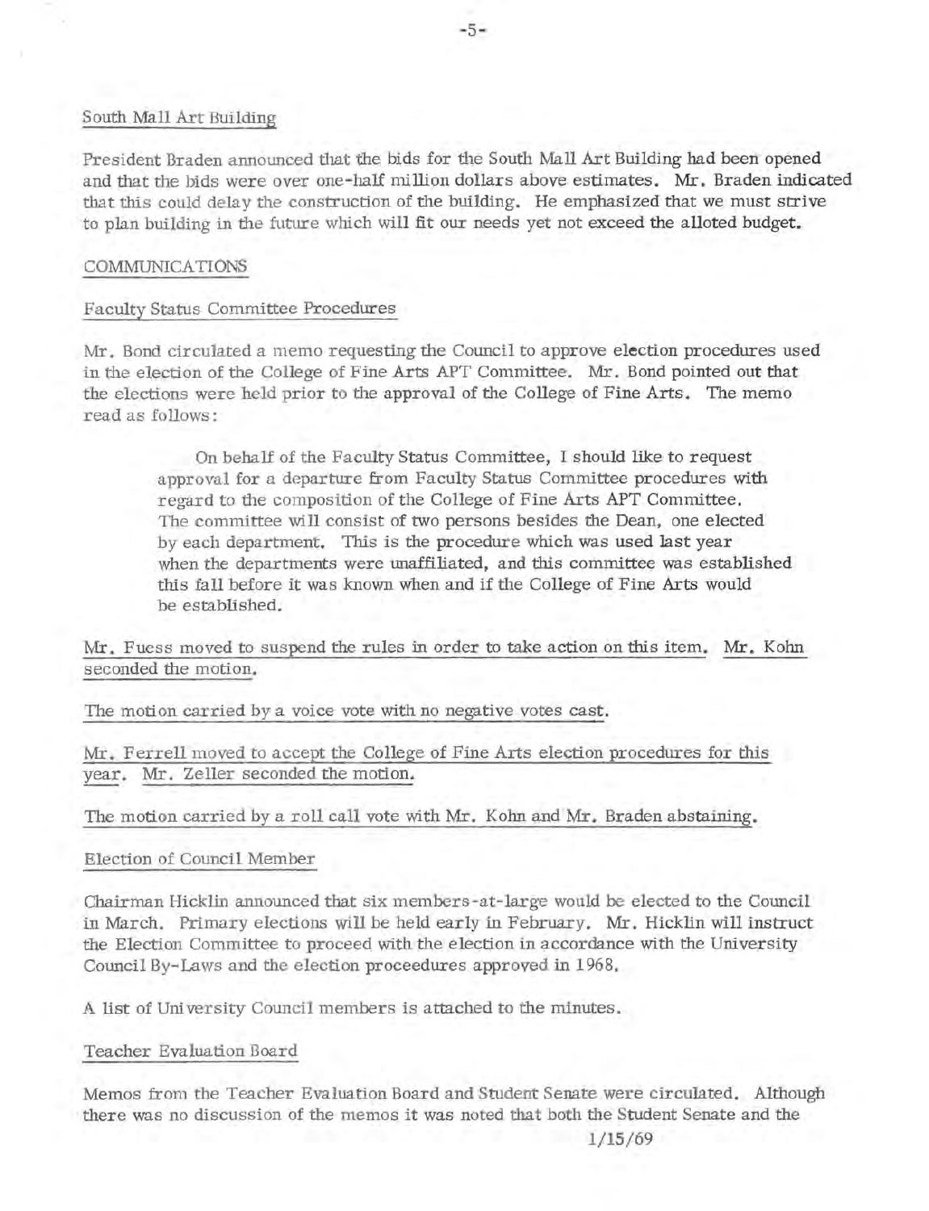South Mall Art Building

President Braden announced that the bids for the South Mall Art Building had been opened and that the bids were over one-half million dollars above estimates. Mr. Braden indicated that this could delay the construction of the building. He emphasized that we must strive to plan building in the future which will fit our needs yet not exceed the alloted budget.

COMMUNICATIONS

Faculty Status Committee Procedures

Mr. Bond circulated a memo requesting the Council to approve election procedures used in the election of the College of Fine Arts APT Committee. Mr. Bond pointed out that the elections were held prior to the approval of the College of Fine Arts. The memo read as follows:

> On behalf of the Faculty Status Committee, I should like to request approval for a departure from Faculty Status Committee procedures with regard to the composition of the College of Fine Arts APT Committee. The committee will consist of two persons besides the Dean, one elected by each department. This is the procedure which was used last year when the departments were unaffiliated, and this committee was established this fall before it was known when and if the College of Fine Arts would be established.

Mr. Fuess moved to suspend the rules in order to take action on this item. Mr. Kohn seconded the motion.

The motion carried by a voice vote with no negative votes cast.

Mr. Ferrell moved to accept the College of Fine Arts election procedures for this year. Mr. Zeller seconded the motion.

The motion carried by a roll call vote with Mr. Kohn and Mr. Braden abstaining.

Election of Council Member

Chairman Hicklin announced that six members-at-large would be elected to the Council in March. Primary elections will be held early in February. Mr. Hicklin will instruct the Election Committee to proceed with the election in accordance with the University Council By-Laws and the election proceedures approved in 1968.

A list of University Council members is attached to the minutes.

Teacher Evaluation Board

Memos from the Teacher Evaluation Board and Student Senate were circulated. Although there was no discussion of the memos it was noted that both the Student Senate and the

1/15/69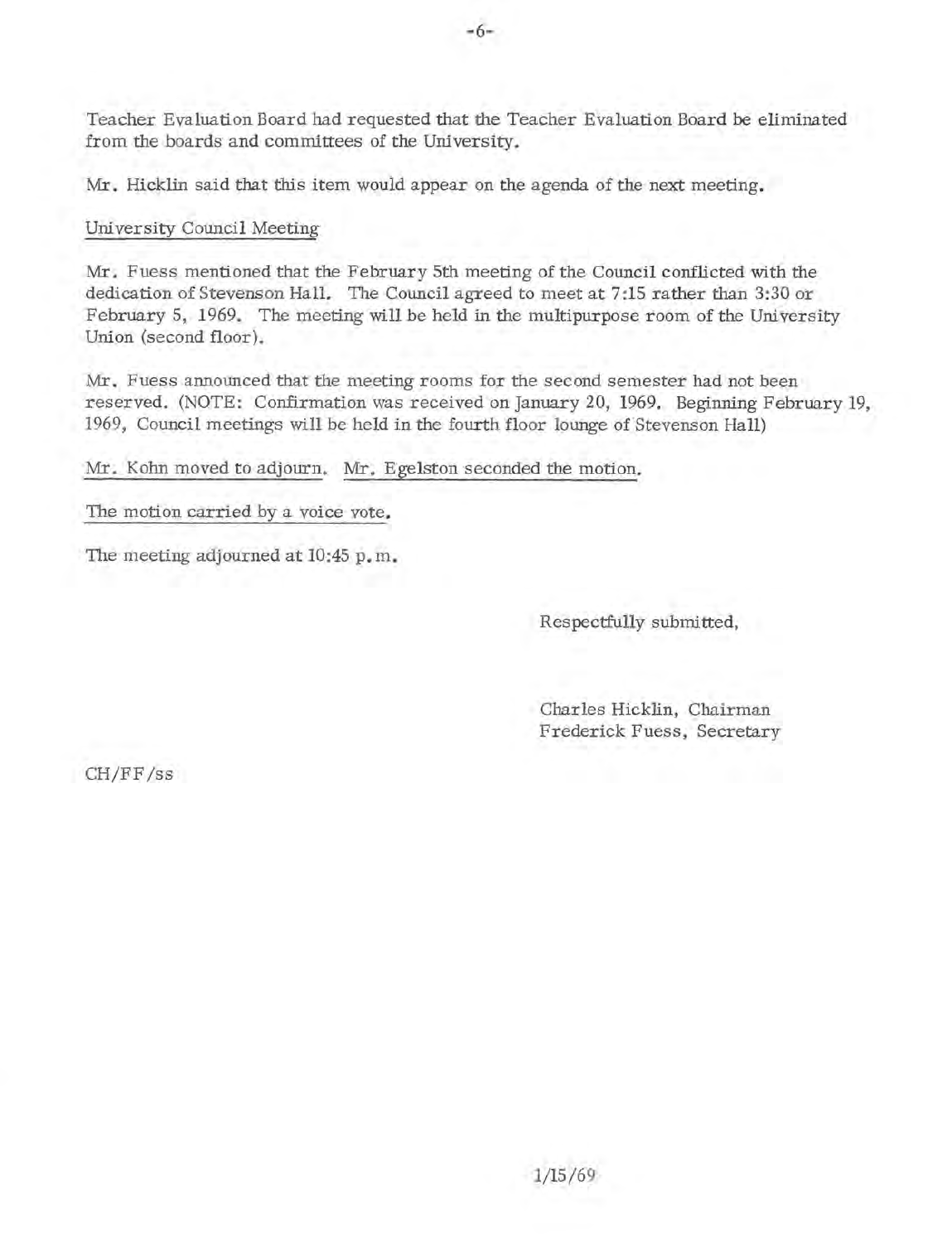Teacher Evaluation Board had requested that the Teacher Evaluation Board be eliminated from the boards and committees of the University.

Mr. Hicklin said that this item would appear on the agenda of the next meeting.

University Council Meeting

Mr. Fuess mentioned that the February 5th meeting of the Council conflicted with the dedication of Stevenson Hall. The Council agreed to meet at 7:15 rather than 3:30 or February 5, 1969. The meeting will be held in the multipurpose room of the University Union (second floor).

Mr. Fuess announced that the meeting rooms for the second semester had not been reserved. (NOTE: Confirmation was received on January 20, 1969. Beginning February 19, 1969, Council meetings will be held in the fourth floor lounge of Stevenson Hall)

Mr. Kohn moved to adjourn. Mr. Egelston seconded the motion.

The motion carried by a voice vote.

The meeting adjourned at 10:45 p.m.

Respectfully submitted,

Charles Hicklin, Chairman
Frederick Fuess, Secretary

CH/FF/ss

1/15/69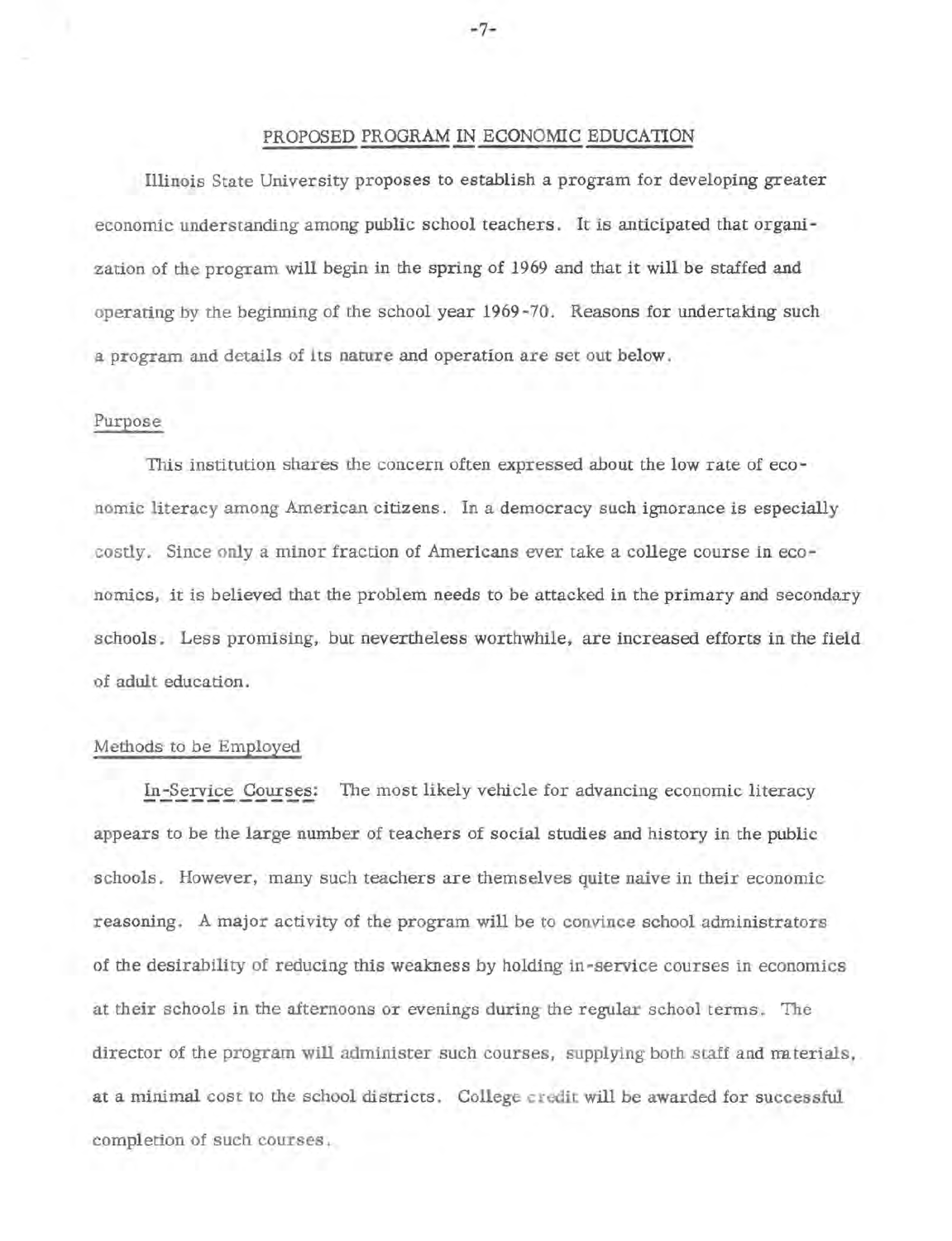# PROPOSED PROGRAM IN ECONOMIC EDUCATION

Illinois State University proposes to establish a program for developing greater economic understanding among public school teachers. It is anticipated that organization of the program will begin in the spring of 1969 and that it will be staffed and operating by the beginning of the school year 1969-70. Reasons for undertaking such a program and details of its nature and operation are set out below.

## Purpose

This institution shares the concern often expressed about the low rate of economic literacy among American citizens. In a democracy such ignorance is especially costly. Since only a minor fraction of Americans ever take a college course in economics, it is believed that the problem needs to be attacked in the primary and secondary schools. Less promising, but nevertheless worthwhile, are increased efforts in the field of adult education.

## Methods to be Employed

In-Service Courses: The most likely vehicle for advancing economic literacy appears to be the large number of teachers of social studies and history in the public schools. However, many such teachers are themselves quite naive in their economic reasoning. A major activity of the program will be to convince school administrators of the desirability of reducing this weakness by holding in-service courses in economics at their schools in the afternoons or evenings during the regular school terms. The director of the program will administer such courses, supplying both staff and materials, at a minimal cost to the school districts. College credit will be awarded for successful completion of such courses.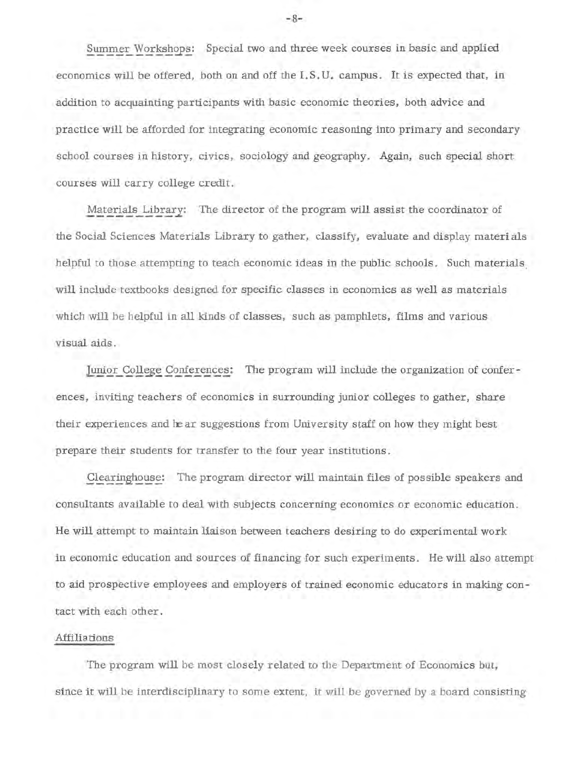Summer Workshops: Special two and three week courses in basic and applied economics will be offered, both on and off the I.S.U. campus. It is expected that, in addition to acquainting participants with basic economic theories, both advice and practice will be afforded for integrating economic reasoning into primary and secondary school courses in history, civics, sociology and geography. Again, such special short courses will carry college credit.

Materials Library: The director of the program will assist the coordinator of the Social Sciences Materials Library to gather, classify, evaluate and display materials helpful to those attempting to teach economic ideas in the public schools. Such materials will include textbooks designed for specific classes in economics as well as materials which will be helpful in all kinds of classes, such as pamphlets, films and various visual aids.

Junior College Conferences: The program will include the organization of conferences, inviting teachers of economics in surrounding junior colleges to gather, share their experiences and hear suggestions from University staff on how they might best prepare their students for transfer to the four year institutions.

Clearinghouse: The program director will maintain files of possible speakers and consultants available to deal with subjects concerning economics or economic education. He will attempt to maintain liaison between teachers desiring to do experimental work in economic education and sources of financing for such experiments. He will also attempt to aid prospective employees and employers of trained economic educators in making contact with each other.

Affiliations

The program will be most closely related to the Department of Economics but, since it will be interdisciplinary to some extent, it will be governed by a board consisting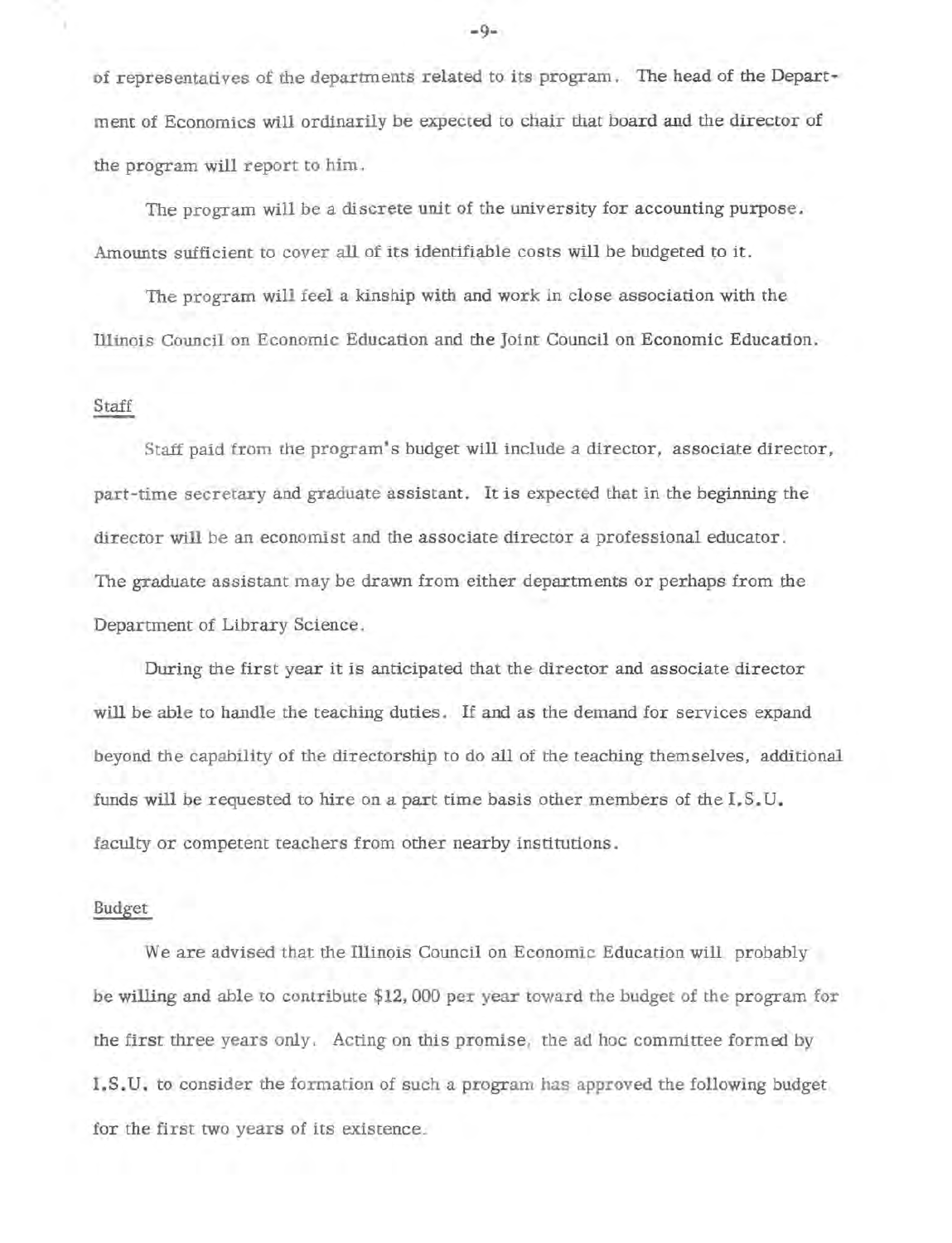of representatives of the departments related to its program. The head of the Department of Economics will ordinarily be expected to chair that board and the director of the program will report to him.

The program will be a discrete unit of the university for accounting purpose. Amounts sufficient to cover all of its identifiable costs will be budgeted to it.

The program will feel a kinship with and work in close association with the Illinois Council on Economic Education and the Joint Council on Economic Education.

## Staff

Staff paid from the program's budget will include a director, associate director, part-time secretary and graduate assistant. It is expected that in the beginning the director will be an economist and the associate director a professional educator. The graduate assistant may be drawn from either departments or perhaps from the Department of Library Science.

During the first year it is anticipated that the director and associate director will be able to handle the teaching duties. If and as the demand for services expand beyond the capability of the directorship to do all of the teaching themselves, additional funds will be requested to hire on a part time basis other members of the I.S.U. faculty or competent teachers from other nearby institutions.

## Budget

We are advised that the Illinois Council on Economic Education will probably be willing and able to contribute $12,000 per year toward the budget of the program for the first three years only. Acting on this promise, the ad hoc committee formed by I.S.U. to consider the formation of such a program has approved the following budget for the first two years of its existence.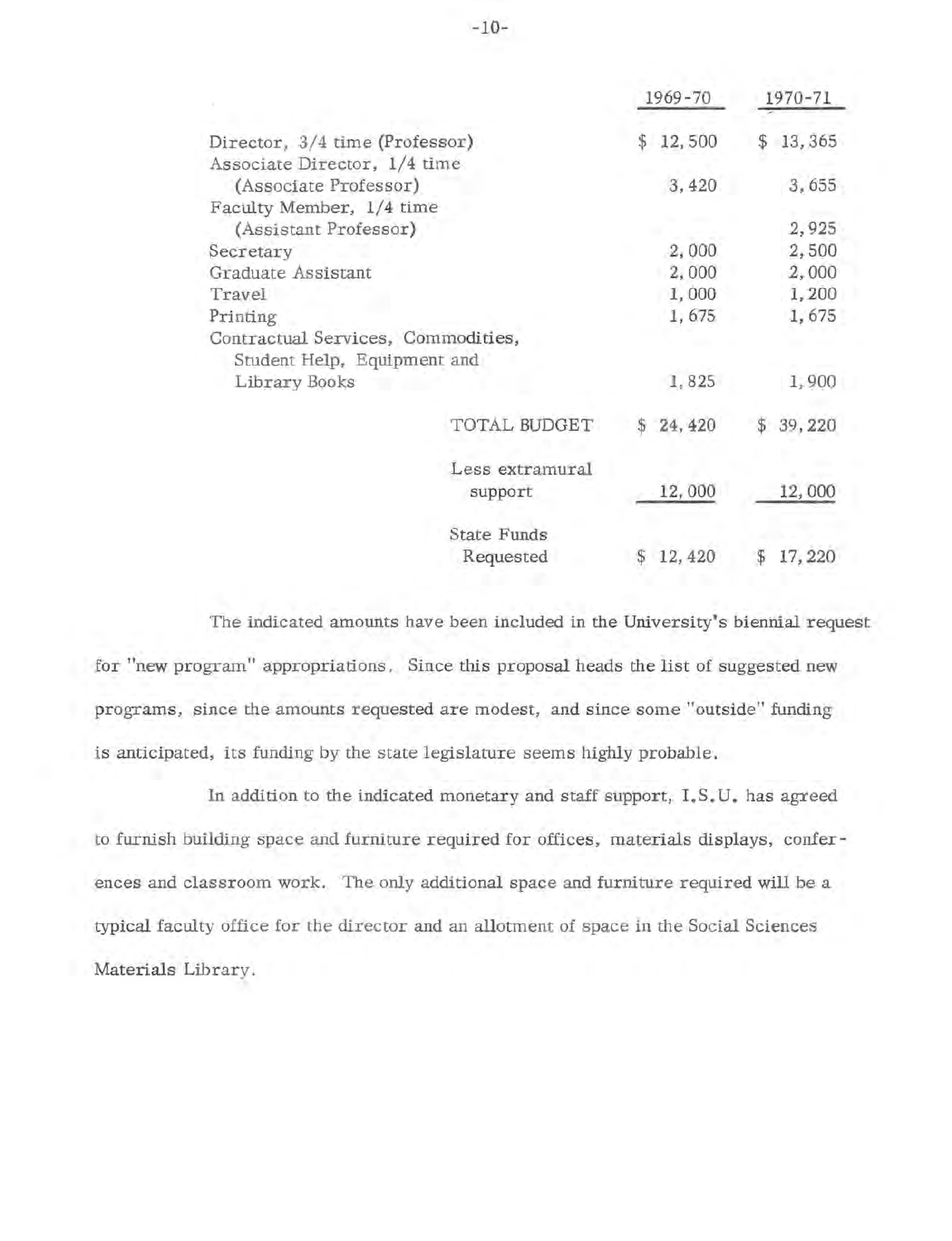| | 1969-70 | 1970-71 |
|---|---|---|
| Director, 3/4 time (Professor) | $ 12,500 | $ 13,365 |
| Associate Director, 1/4 time (Associate Professor) | 3,420 | 3,655 |
| Faculty Member, 1/4 time (Assistant Professor) | | 2,925 |
| Secretary | 2,000 | 2,500 |
| Graduate Assistant | 2,000 | 2,000 |
| Travel | 1,000 | 1,200 |
| Printing | 1,675 | 1,675 |
| Contractual Services, Commodities, Student Help, Equipment and Library Books | 1,825 | 1,900 |
| TOTAL BUDGET | $ 24,420 | $ 39,220 |
| Less extramural support | 12,000 | 12,000 |
| State Funds Requested | $ 12,420 | $ 17,220 |

The indicated amounts have been included in the University's biennial request for "new program" appropriations. Since this proposal heads the list of suggested new programs, since the amounts requested are modest, and since some "outside" funding is anticipated, its funding by the state legislature seems highly probable.

In addition to the indicated monetary and staff support, I.S.U. has agreed to furnish building space and furniture required for offices, materials displays, conferences and classroom work. The only additional space and furniture required will be a typical faculty office for the director and an allotment of space in the Social Sciences Materials Library.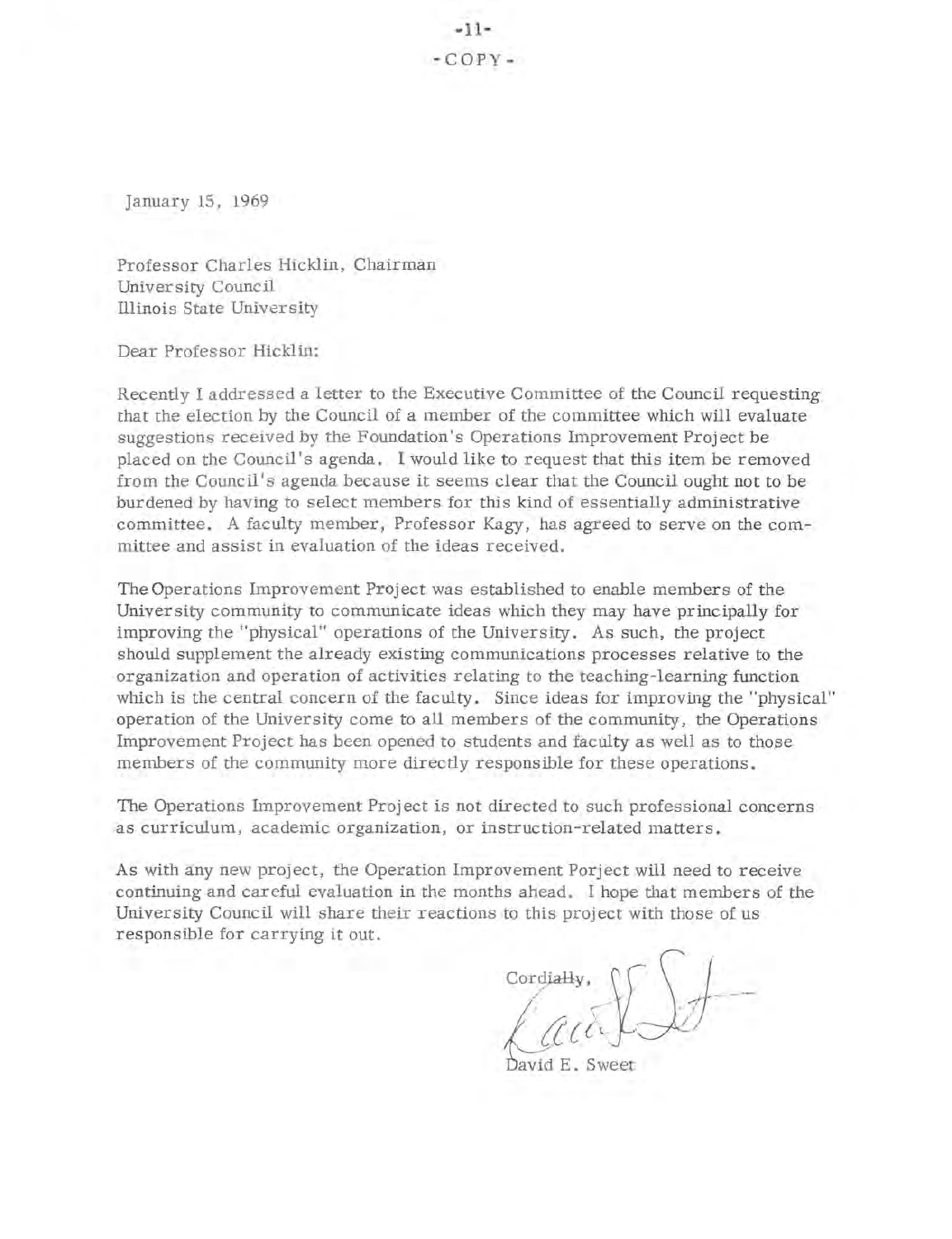-COPY-

January 15, 1969

Professor Charles Hicklin, Chairman
University Council
Illinois State University

Dear Professor Hicklin:

Recently I addressed a letter to the Executive Committee of the Council requesting that the election by the Council of a member of the committee which will evaluate suggestions received by the Foundation's Operations Improvement Project be placed on the Council's agenda. I would like to request that this item be removed from the Council's agenda because it seems clear that the Council ought not to be burdened by having to select members for this kind of essentially administrative committee. A faculty member, Professor Kagy, has agreed to serve on the committee and assist in evaluation of the ideas received.

The Operations Improvement Project was established to enable members of the University community to communicate ideas which they may have principally for improving the "physical" operations of the University. As such, the project should supplement the already existing communications processes relative to the organization and operation of activities relating to the teaching-learning function which is the central concern of the faculty. Since ideas for improving the "physical" operation of the University come to all members of the community, the Operations Improvement Project has been opened to students and faculty as well as to those members of the community more directly responsible for these operations.

The Operations Improvement Project is not directed to such professional concerns as curriculum, academic organization, or instruction-related matters.

As with any new project, the Operation Improvement Porject will need to receive continuing and careful evaluation in the months ahead. I hope that members of the University Council will share their reactions to this project with those of us responsible for carrying it out.

Cordially,

David E. Sweet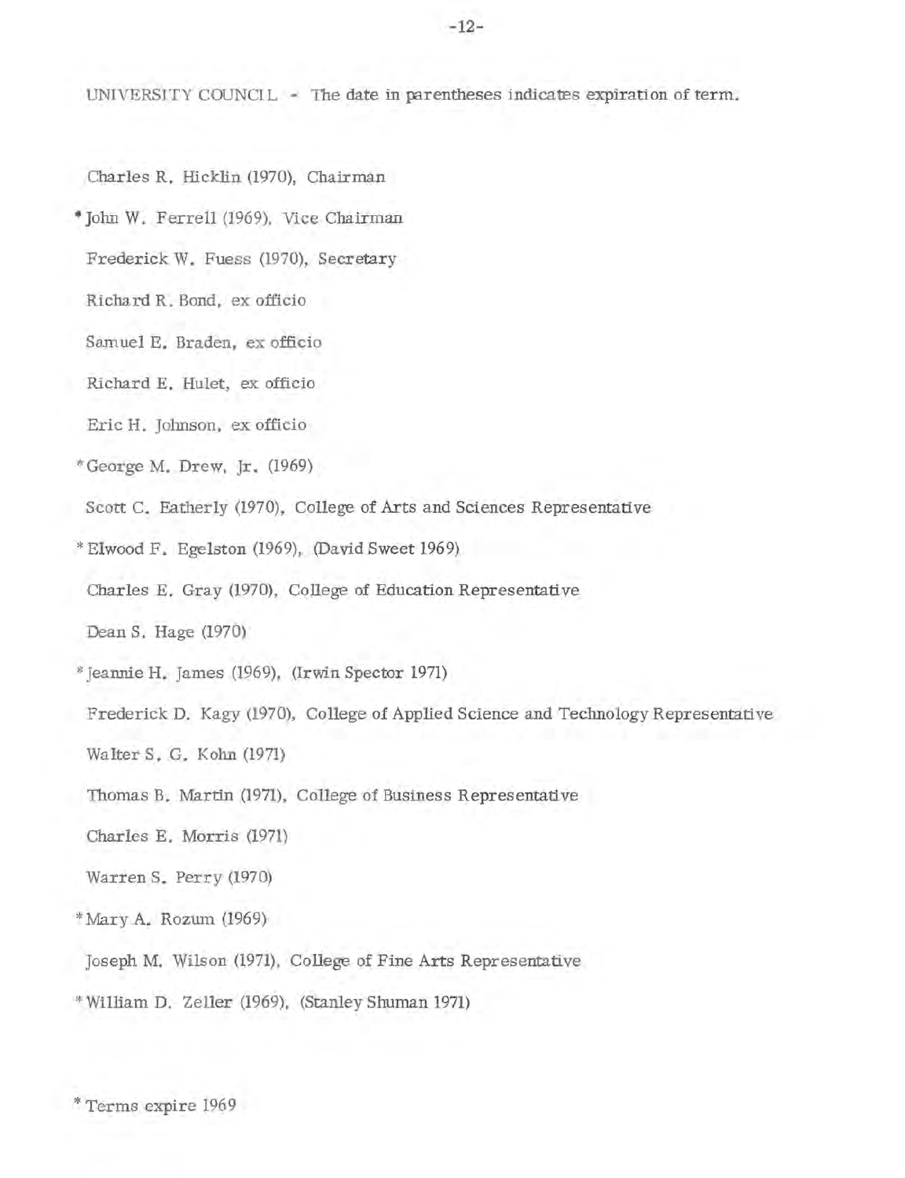UNIVERSITY COUNCIL - The date in parentheses indicates expiration of term.

Charles R. Hicklin (1970), Chairman

*John W. Ferrell (1969), Vice Chairman

Frederick W. Fuess (1970), Secretary

Richard R. Bond, ex officio

Samuel E. Braden, ex officio

Richard E. Hulet, ex officio

Eric H. Johnson, ex officio

*George M. Drew, Jr. (1969)

Scott C. Eatherly (1970), College of Arts and Sciences Representative

*Elwood F. Egelston (1969), (David Sweet 1969)

Charles E. Gray (1970), College of Education Representative

Dean S. Hage (1970)

*Jeannie H. James (1969), (Irwin Spector 1971)

Frederick D. Kagy (1970), College of Applied Science and Technology Representative

Walter S. G. Kohn (1971)

Thomas B. Martin (1971), College of Business Representative

Charles E. Morris (1971)

Warren S. Perry (1970)

*Mary A. Rozum (1969)

Joseph M. Wilson (1971), College of Fine Arts Representative

*William D. Zeller (1969), (Stanley Shuman 1971)

*Terms expire 1969